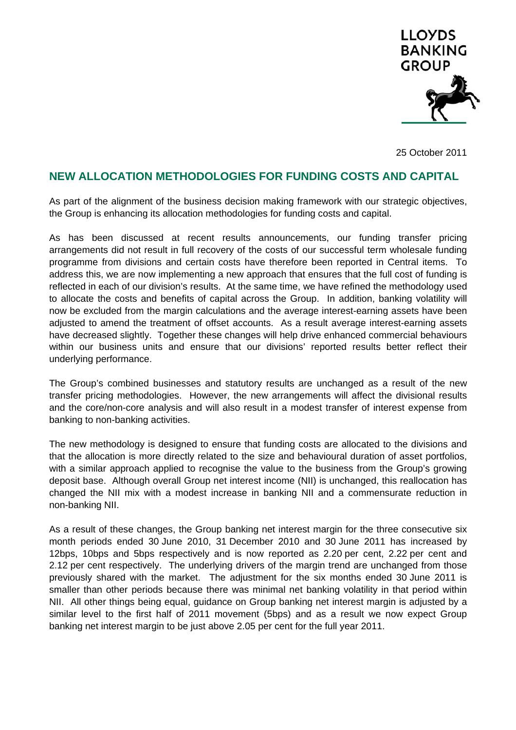LLOYDS BANKING GROUP

25 October 2011

## NEW ALLOCATION METHODOLOGIES FOR FUNDING COSTS AND CAPITAL

As part of the alignment of the business decision making framework with our strategic objectives, the Group is enhancing its allocation methodologies for funding costs and capital.

As has been discussed at recent results announcements, our funding transfer pricing arrangements did not result in full recovery of the costs of our successful term wholesale funding programme from divisions and certain costs have therefore been reported in Central items. To address this, we are now implementing a new approach that ensures that the full cost of funding is reflected in each of our division's results. At the same time, we have refined the methodology used to allocate the costs and benefits of capital across the Group. In addition, banking volatility will now be excluded from the margin calculations and the average interest-earning assets have been adjusted to amend the treatment of offset accounts. As a result average interest-earning assets have decreased slightly. Together these changes will help drive enhanced commercial behaviours within our business units and ensure that our divisions' reported results better reflect their underlying performance.

The Group's combined businesses and statutory results are unchanged as a result of the new transfer pricing methodologies. However, the new arrangements will affect the divisional results and the core/non-core analysis and will also result in a modest transfer of interest expense from banking to non-banking activities.

The new methodology is designed to ensure that funding costs are allocated to the divisions and that the allocation is more directly related to the size and behavioural duration of asset portfolios, with a similar approach applied to recognise the value to the business from the Group's growing deposit base. Although overall Group net interest income (NII) is unchanged, this reallocation has changed the NII mix with a modest increase in banking NII and a commensurate reduction in non-banking NII.

As a result of these changes, the Group banking net interest margin for the three consecutive six month periods ended 30 June 2010, 31 December 2010 and 30 June 2011 has increased by 12bps, 10bps and 5bps respectively and is now reported as 2.20 per cent, 2.22 per cent and 2.12 per cent respectively. The underlying drivers of the margin trend are unchanged from those previously shared with the market. The adjustment for the six months ended 30 June 2011 is smaller than other periods because there was minimal net banking volatility in that period within NII. All other things being equal, guidance on Group banking net interest margin is adjusted by a similar level to the first half of 2011 movement (5bps) and as a result we now expect Group banking net interest margin to be just above 2.05 per cent for the full year 2011.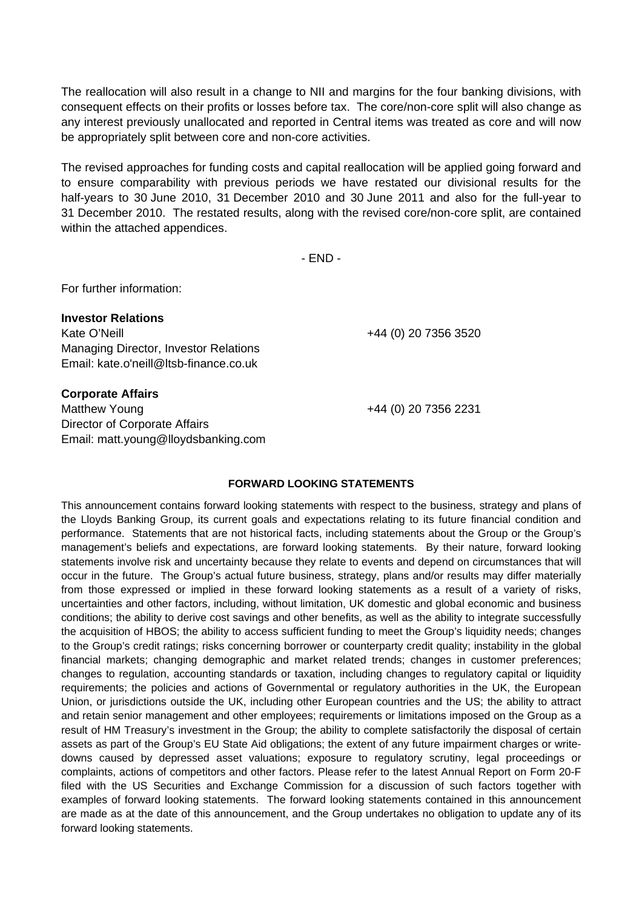The reallocation will also result in a change to NII and margins for the four banking divisions, with consequent effects on their profits or losses before tax. The core/non-core split will also change as any interest previously unallocated and reported in Central items was treated as core and will now be appropriately split between core and non-core activities.

The revised approaches for funding costs and capital reallocation will be applied going forward and to ensure comparability with previous periods we have restated our divisional results for the half-years to 30 June 2010, 31 December 2010 and 30 June 2011 and also for the full-year to 31 December 2010. The restated results, along with the revised core/non-core split, are contained within the attached appendices.

- END -

For further information:

**Investor Relations**
Kate O'Neill +44 (0) 20 7356 3520
Managing Director, Investor Relations
Email: kate.o'neill@ltsb-finance.co.uk

**Corporate Affairs**
Matthew Young +44 (0) 20 7356 2231
Director of Corporate Affairs
Email: matt.young@lloydsbanking.com

**FORWARD LOOKING STATEMENTS**

This announcement contains forward looking statements with respect to the business, strategy and plans of the Lloyds Banking Group, its current goals and expectations relating to its future financial condition and performance. Statements that are not historical facts, including statements about the Group or the Group's management's beliefs and expectations, are forward looking statements. By their nature, forward looking statements involve risk and uncertainty because they relate to events and depend on circumstances that will occur in the future. The Group's actual future business, strategy, plans and/or results may differ materially from those expressed or implied in these forward looking statements as a result of a variety of risks, uncertainties and other factors, including, without limitation, UK domestic and global economic and business conditions; the ability to derive cost savings and other benefits, as well as the ability to integrate successfully the acquisition of HBOS; the ability to access sufficient funding to meet the Group's liquidity needs; changes to the Group's credit ratings; risks concerning borrower or counterparty credit quality; instability in the global financial markets; changing demographic and market related trends; changes in customer preferences; changes to regulation, accounting standards or taxation, including changes to regulatory capital or liquidity requirements; the policies and actions of Governmental or regulatory authorities in the UK, the European Union, or jurisdictions outside the UK, including other European countries and the US; the ability to attract and retain senior management and other employees; requirements or limitations imposed on the Group as a result of HM Treasury's investment in the Group; the ability to complete satisfactorily the disposal of certain assets as part of the Group's EU State Aid obligations; the extent of any future impairment charges or write-downs caused by depressed asset valuations; exposure to regulatory scrutiny, legal proceedings or complaints, actions of competitors and other factors. Please refer to the latest Annual Report on Form 20-F filed with the US Securities and Exchange Commission for a discussion of such factors together with examples of forward looking statements. The forward looking statements contained in this announcement are made as at the date of this announcement, and the Group undertakes no obligation to update any of its forward looking statements.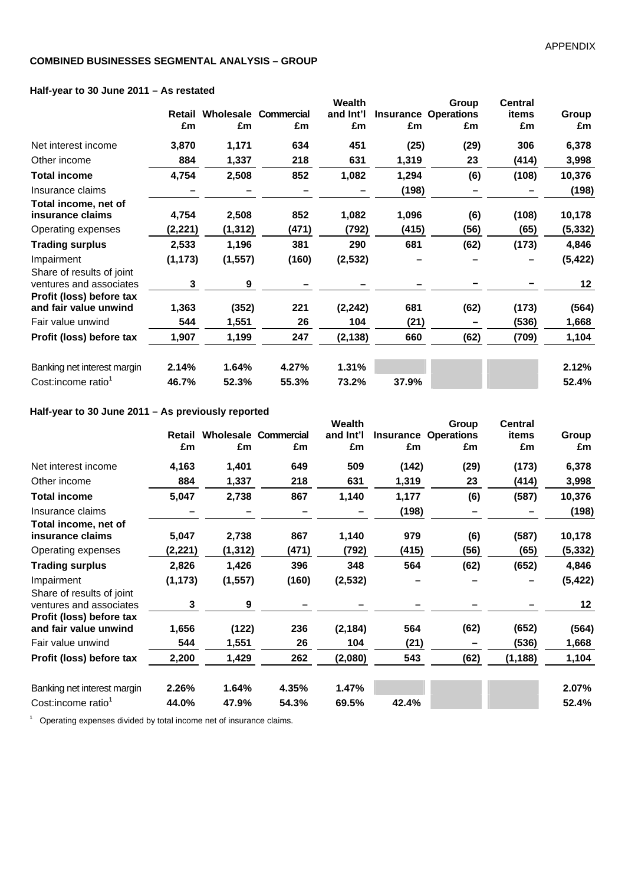## COMBINED BUSINESSES SEGMENTAL ANALYSIS – GROUP

### Half-year to 30 June 2011 – As restated

| | Retail £m | Wholesale £m | Commercial £m | Wealth and Int'l £m | Insurance £m | Group Operations £m | Central items £m | Group £m |
|---|---|---|---|---|---|---|---|---|
| Net interest income | 3,870 | 1,171 | 634 | 451 | (25) | (29) | 306 | 6,378 |
| Other income | 884 | 1,337 | 218 | 631 | 1,319 | 23 | (414) | 3,998 |
| **Total income** | 4,754 | 2,508 | 852 | 1,082 | 1,294 | (6) | (108) | 10,376 |
| Insurance claims | – | – | – | – | (198) | – | – | (198) |
| **Total income, net of insurance claims** | 4,754 | 2,508 | 852 | 1,082 | 1,096 | (6) | (108) | 10,178 |
| Operating expenses | (2,221) | (1,312) | (471) | (792) | (415) | (56) | (65) | (5,332) |
| **Trading surplus** | 2,533 | 1,196 | 381 | 290 | 681 | (62) | (173) | 4,846 |
| Impairment | (1,173) | (1,557) | (160) | (2,532) | – | – | – | (5,422) |
| Share of results of joint ventures and associates | 3 | 9 | – | – | – | – | – | 12 |
| **Profit (loss) before tax and fair value unwind** | 1,363 | (352) | 221 | (2,242) | 681 | (62) | (173) | (564) |
| Fair value unwind | 544 | 1,551 | 26 | 104 | (21) | – | (536) | 1,668 |
| **Profit (loss) before tax** | 1,907 | 1,199 | 247 | (2,138) | 660 | (62) | (709) | 1,104 |
| | | | | | | | | |
| Banking net interest margin | 2.14% | 1.64% | 4.27% | 1.31% | | | | 2.12% |
| Cost:income ratio[1] | 46.7% | 52.3% | 55.3% | 73.2% | 37.9% | | | 52.4% |

### Half-year to 30 June 2011 – As previously reported

| | Retail £m | Wholesale £m | Commercial £m | Wealth and Int'l £m | Insurance £m | Group Operations £m | Central items £m | Group £m |
|---|---|---|---|---|---|---|---|---|
| Net interest income | 4,163 | 1,401 | 649 | 509 | (142) | (29) | (173) | 6,378 |
| Other income | 884 | 1,337 | 218 | 631 | 1,319 | 23 | (414) | 3,998 |
| **Total income** | 5,047 | 2,738 | 867 | 1,140 | 1,177 | (6) | (587) | 10,376 |
| Insurance claims | – | – | – | – | (198) | – | – | (198) |
| **Total income, net of insurance claims** | 5,047 | 2,738 | 867 | 1,140 | 979 | (6) | (587) | 10,178 |
| Operating expenses | (2,221) | (1,312) | (471) | (792) | (415) | (56) | (65) | (5,332) |
| **Trading surplus** | 2,826 | 1,426 | 396 | 348 | 564 | (62) | (652) | 4,846 |
| Impairment | (1,173) | (1,557) | (160) | (2,532) | – | – | – | (5,422) |
| Share of results of joint ventures and associates | 3 | 9 | – | – | – | – | – | 12 |
| **Profit (loss) before tax and fair value unwind** | 1,656 | (122) | 236 | (2,184) | 564 | (62) | (652) | (564) |
| Fair value unwind | 544 | 1,551 | 26 | 104 | (21) | – | (536) | 1,668 |
| **Profit (loss) before tax** | 2,200 | 1,429 | 262 | (2,080) | 543 | (62) | (1,188) | 1,104 |
| | | | | | | | | |
| Banking net interest margin | 2.26% | 1.64% | 4.35% | 1.47% | | | | 2.07% |
| Cost:income ratio[1] | 44.0% | 47.9% | 54.3% | 69.5% | 42.4% | | | 52.4% |

[1] Operating expenses divided by total income net of insurance claims.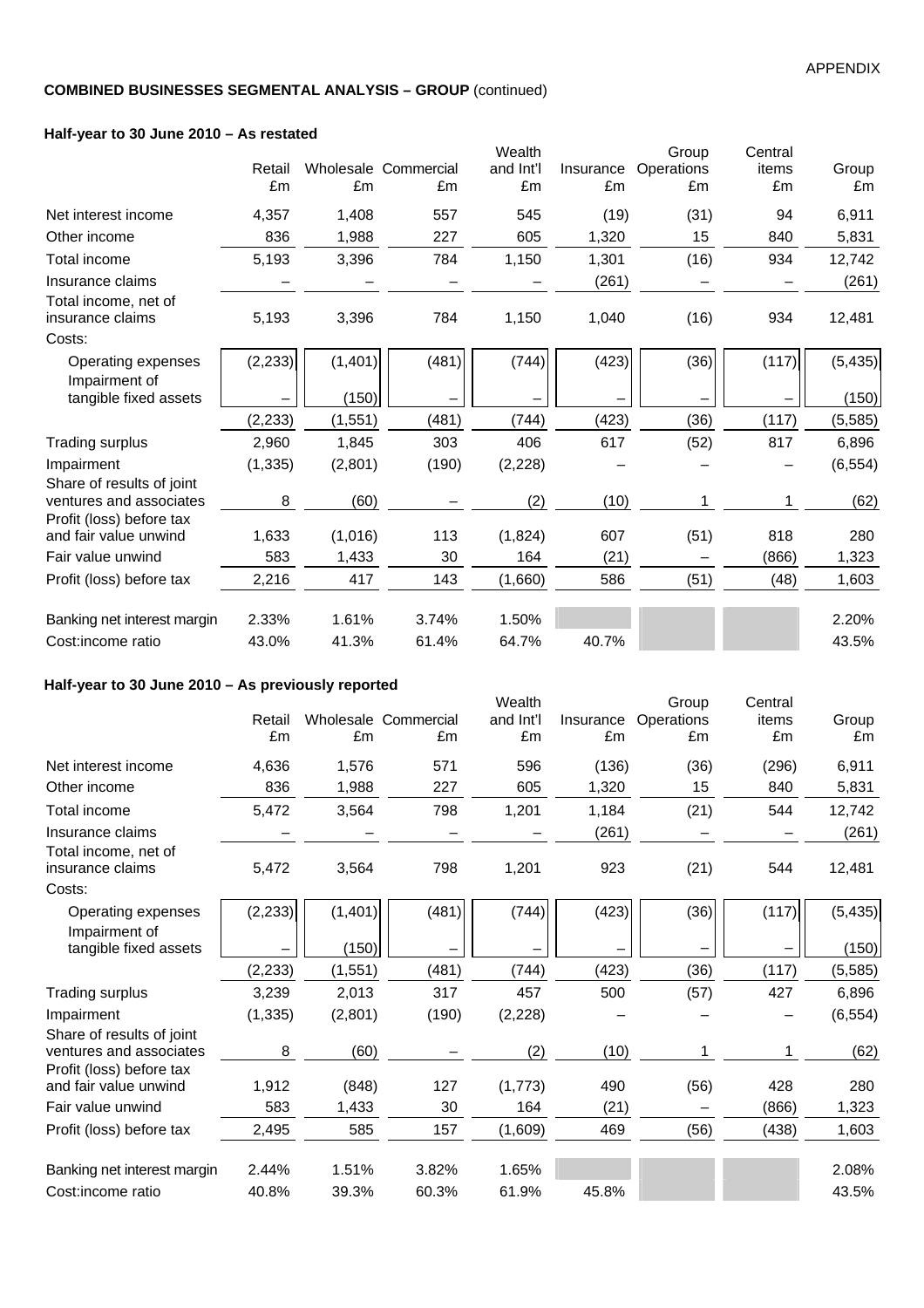APPENDIX

**COMBINED BUSINESSES SEGMENTAL ANALYSIS – GROUP** (continued)

**Half-year to 30 June 2010 – As restated**

| | Retail £m | Wholesale £m | Commercial £m | Wealth and Int'l £m | Insurance £m | Group Operations £m | Central items £m | Group £m |
|---|---|---|---|---|---|---|---|---|
| Net interest income | 4,357 | 1,408 | 557 | 545 | (19) | (31) | 94 | 6,911 |
| Other income | 836 | 1,988 | 227 | 605 | 1,320 | 15 | 840 | 5,831 |
| Total income | 5,193 | 3,396 | 784 | 1,150 | 1,301 | (16) | 934 | 12,742 |
| Insurance claims | – | – | – | – | (261) | – | – | (261) |
| Total income, net of insurance claims | 5,193 | 3,396 | 784 | 1,150 | 1,040 | (16) | 934 | 12,481 |
| Costs: | | | | | | | | |
| Operating expenses | (2,233) | (1,401) | (481) | (744) | (423) | (36) | (117) | (5,435) |
| Impairment of tangible fixed assets | – | (150) | – | – | – | – | – | (150) |
| | (2,233) | (1,551) | (481) | (744) | (423) | (36) | (117) | (5,585) |
| Trading surplus | 2,960 | 1,845 | 303 | 406 | 617 | (52) | 817 | 6,896 |
| Impairment | (1,335) | (2,801) | (190) | (2,228) | – | – | – | (6,554) |
| Share of results of joint ventures and associates | 8 | (60) | – | (2) | (10) | 1 | 1 | (62) |
| Profit (loss) before tax and fair value unwind | 1,633 | (1,016) | 113 | (1,824) | 607 | (51) | 818 | 280 |
| Fair value unwind | 583 | 1,433 | 30 | 164 | (21) | – | (866) | 1,323 |
| Profit (loss) before tax | 2,216 | 417 | 143 | (1,660) | 586 | (51) | (48) | 1,603 |
| Banking net interest margin | 2.33% | 1.61% | 3.74% | 1.50% | | | | 2.20% |
| Cost:income ratio | 43.0% | 41.3% | 61.4% | 64.7% | 40.7% | | | 43.5% |

**Half-year to 30 June 2010 – As previously reported**

| | Retail £m | Wholesale £m | Commercial £m | Wealth and Int'l £m | Insurance £m | Group Operations £m | Central items £m | Group £m |
|---|---|---|---|---|---|---|---|---|
| Net interest income | 4,636 | 1,576 | 571 | 596 | (136) | (36) | (296) | 6,911 |
| Other income | 836 | 1,988 | 227 | 605 | 1,320 | 15 | 840 | 5,831 |
| Total income | 5,472 | 3,564 | 798 | 1,201 | 1,184 | (21) | 544 | 12,742 |
| Insurance claims | – | – | – | – | (261) | – | – | (261) |
| Total income, net of insurance claims | 5,472 | 3,564 | 798 | 1,201 | 923 | (21) | 544 | 12,481 |
| Costs: | | | | | | | | |
| Operating expenses | (2,233) | (1,401) | (481) | (744) | (423) | (36) | (117) | (5,435) |
| Impairment of tangible fixed assets | – | (150) | – | – | – | – | – | (150) |
| | (2,233) | (1,551) | (481) | (744) | (423) | (36) | (117) | (5,585) |
| Trading surplus | 3,239 | 2,013 | 317 | 457 | 500 | (57) | 427 | 6,896 |
| Impairment | (1,335) | (2,801) | (190) | (2,228) | – | – | – | (6,554) |
| Share of results of joint ventures and associates | 8 | (60) | – | (2) | (10) | 1 | 1 | (62) |
| Profit (loss) before tax and fair value unwind | 1,912 | (848) | 127 | (1,773) | 490 | (56) | 428 | 280 |
| Fair value unwind | 583 | 1,433 | 30 | 164 | (21) | – | (866) | 1,323 |
| Profit (loss) before tax | 2,495 | 585 | 157 | (1,609) | 469 | (56) | (438) | 1,603 |
| Banking net interest margin | 2.44% | 1.51% | 3.82% | 1.65% | | | | 2.08% |
| Cost:income ratio | 40.8% | 39.3% | 60.3% | 61.9% | 45.8% | | | 43.5% |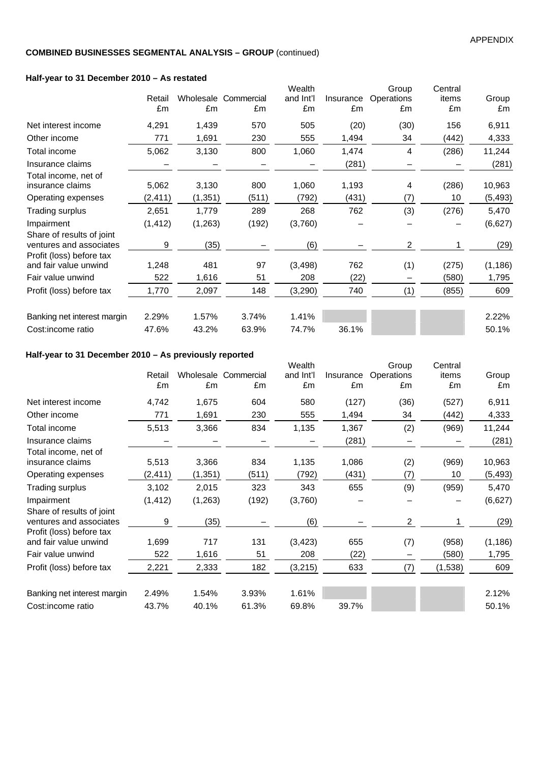APPENDIX

**COMBINED BUSINESSES SEGMENTAL ANALYSIS – GROUP** (continued)

**Half-year to 31 December 2010 – As restated**

| | Retail £m | Wholesale £m | Commercial £m | Wealth and Int'l £m | Insurance £m | Group Operations £m | Central items £m | Group £m |
|---|---|---|---|---|---|---|---|---|
| Net interest income | 4,291 | 1,439 | 570 | 505 | (20) | (30) | 156 | 6,911 |
| Other income | 771 | 1,691 | 230 | 555 | 1,494 | 34 | (442) | 4,333 |
| Total income | 5,062 | 3,130 | 800 | 1,060 | 1,474 | 4 | (286) | 11,244 |
| Insurance claims | – | – | – | – | (281) | – | – | (281) |
| Total income, net of insurance claims | 5,062 | 3,130 | 800 | 1,060 | 1,193 | 4 | (286) | 10,963 |
| Operating expenses | (2,411) | (1,351) | (511) | (792) | (431) | (7) | 10 | (5,493) |
| Trading surplus | 2,651 | 1,779 | 289 | 268 | 762 | (3) | (276) | 5,470 |
| Impairment | (1,412) | (1,263) | (192) | (3,760) | – | – | – | (6,627) |
| Share of results of joint ventures and associates | 9 | (35) | – | (6) | – | 2 | 1 | (29) |
| Profit (loss) before tax and fair value unwind | 1,248 | 481 | 97 | (3,498) | 762 | (1) | (275) | (1,186) |
| Fair value unwind | 522 | 1,616 | 51 | 208 | (22) | – | (580) | 1,795 |
| Profit (loss) before tax | 1,770 | 2,097 | 148 | (3,290) | 740 | (1) | (855) | 609 |
| Banking net interest margin | 2.29% | 1.57% | 3.74% | 1.41% | | | | 2.22% |
| Cost:income ratio | 47.6% | 43.2% | 63.9% | 74.7% | 36.1% | | | 50.1% |

**Half-year to 31 December 2010 – As previously reported**

| | Retail £m | Wholesale £m | Commercial £m | Wealth and Int'l £m | Insurance £m | Group Operations £m | Central items £m | Group £m |
|---|---|---|---|---|---|---|---|---|
| Net interest income | 4,742 | 1,675 | 604 | 580 | (127) | (36) | (527) | 6,911 |
| Other income | 771 | 1,691 | 230 | 555 | 1,494 | 34 | (442) | 4,333 |
| Total income | 5,513 | 3,366 | 834 | 1,135 | 1,367 | (2) | (969) | 11,244 |
| Insurance claims | – | – | – | – | (281) | – | – | (281) |
| Total income, net of insurance claims | 5,513 | 3,366 | 834 | 1,135 | 1,086 | (2) | (969) | 10,963 |
| Operating expenses | (2,411) | (1,351) | (511) | (792) | (431) | (7) | 10 | (5,493) |
| Trading surplus | 3,102 | 2,015 | 323 | 343 | 655 | (9) | (959) | 5,470 |
| Impairment | (1,412) | (1,263) | (192) | (3,760) | – | – | – | (6,627) |
| Share of results of joint ventures and associates | 9 | (35) | – | (6) | – | 2 | 1 | (29) |
| Profit (loss) before tax and fair value unwind | 1,699 | 717 | 131 | (3,423) | 655 | (7) | (958) | (1,186) |
| Fair value unwind | 522 | 1,616 | 51 | 208 | (22) | – | (580) | 1,795 |
| Profit (loss) before tax | 2,221 | 2,333 | 182 | (3,215) | 633 | (7) | (1,538) | 609 |
| Banking net interest margin | 2.49% | 1.54% | 3.93% | 1.61% | | | | 2.12% |
| Cost:income ratio | 43.7% | 40.1% | 61.3% | 69.8% | 39.7% | | | 50.1% |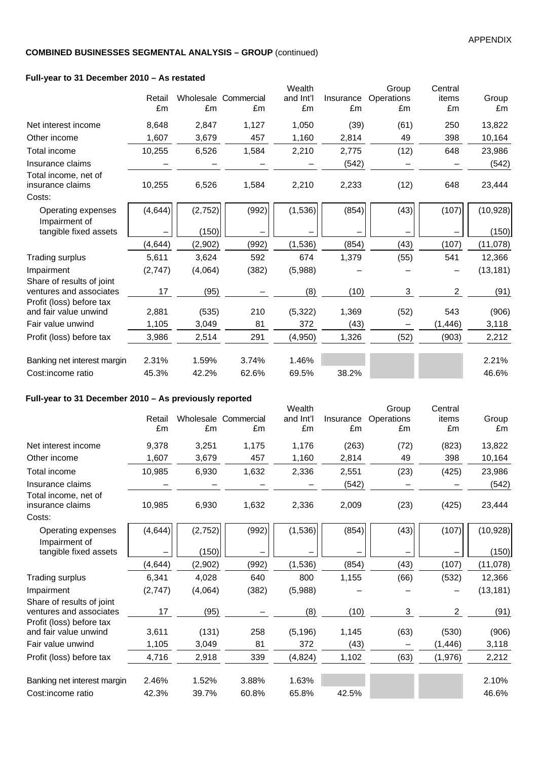APPENDIX

**COMBINED BUSINESSES SEGMENTAL ANALYSIS – GROUP** (continued)

**Full-year to 31 December 2010 – As restated**

| | Retail £m | Wholesale £m | Commercial £m | Wealth and Int'l £m | Insurance £m | Group Operations £m | Central items £m | Group £m |
|---|---|---|---|---|---|---|---|---|
| Net interest income | 8,648 | 2,847 | 1,127 | 1,050 | (39) | (61) | 250 | 13,822 |
| Other income | 1,607 | 3,679 | 457 | 1,160 | 2,814 | 49 | 398 | 10,164 |
| Total income | 10,255 | 6,526 | 1,584 | 2,210 | 2,775 | (12) | 648 | 23,986 |
| Insurance claims | – | – | – | – | (542) | – | – | (542) |
| Total income, net of insurance claims | 10,255 | 6,526 | 1,584 | 2,210 | 2,233 | (12) | 648 | 23,444 |
| Costs: | | | | | | | | |
| Operating expenses | (4,644) | (2,752) | (992) | (1,536) | (854) | (43) | (107) | (10,928) |
| Impairment of tangible fixed assets | – | (150) | – | – | – | – | – | (150) |
| | (4,644) | (2,902) | (992) | (1,536) | (854) | (43) | (107) | (11,078) |
| Trading surplus | 5,611 | 3,624 | 592 | 674 | 1,379 | (55) | 541 | 12,366 |
| Impairment | (2,747) | (4,064) | (382) | (5,988) | – | – | – | (13,181) |
| Share of results of joint ventures and associates | 17 | (95) | – | (8) | (10) | 3 | 2 | (91) |
| Profit (loss) before tax and fair value unwind | 2,881 | (535) | 210 | (5,322) | 1,369 | (52) | 543 | (906) |
| Fair value unwind | 1,105 | 3,049 | 81 | 372 | (43) | – | (1,446) | 3,118 |
| Profit (loss) before tax | 3,986 | 2,514 | 291 | (4,950) | 1,326 | (52) | (903) | 2,212 |
| | | | | | | | | |
| Banking net interest margin | 2.31% | 1.59% | 3.74% | 1.46% | | | | 2.21% |
| Cost:income ratio | 45.3% | 42.2% | 62.6% | 69.5% | 38.2% | | | 46.6% |

**Full-year to 31 December 2010 – As previously reported**

| | Retail £m | Wholesale £m | Commercial £m | Wealth and Int'l £m | Insurance £m | Group Operations £m | Central items £m | Group £m |
|---|---|---|---|---|---|---|---|---|
| Net interest income | 9,378 | 3,251 | 1,175 | 1,176 | (263) | (72) | (823) | 13,822 |
| Other income | 1,607 | 3,679 | 457 | 1,160 | 2,814 | 49 | 398 | 10,164 |
| Total income | 10,985 | 6,930 | 1,632 | 2,336 | 2,551 | (23) | (425) | 23,986 |
| Insurance claims | – | – | – | – | (542) | – | – | (542) |
| Total income, net of insurance claims | 10,985 | 6,930 | 1,632 | 2,336 | 2,009 | (23) | (425) | 23,444 |
| Costs: | | | | | | | | |
| Operating expenses | (4,644) | (2,752) | (992) | (1,536) | (854) | (43) | (107) | (10,928) |
| Impairment of tangible fixed assets | – | (150) | – | – | – | – | – | (150) |
| | (4,644) | (2,902) | (992) | (1,536) | (854) | (43) | (107) | (11,078) |
| Trading surplus | 6,341 | 4,028 | 640 | 800 | 1,155 | (66) | (532) | 12,366 |
| Impairment | (2,747) | (4,064) | (382) | (5,988) | – | – | – | (13,181) |
| Share of results of joint ventures and associates | 17 | (95) | – | (8) | (10) | 3 | 2 | (91) |
| Profit (loss) before tax and fair value unwind | 3,611 | (131) | 258 | (5,196) | 1,145 | (63) | (530) | (906) |
| Fair value unwind | 1,105 | 3,049 | 81 | 372 | (43) | – | (1,446) | 3,118 |
| Profit (loss) before tax | 4,716 | 2,918 | 339 | (4,824) | 1,102 | (63) | (1,976) | 2,212 |
| | | | | | | | | |
| Banking net interest margin | 2.46% | 1.52% | 3.88% | 1.63% | | | | 2.10% |
| Cost:income ratio | 42.3% | 39.7% | 60.8% | 65.8% | 42.5% | | | 46.6% |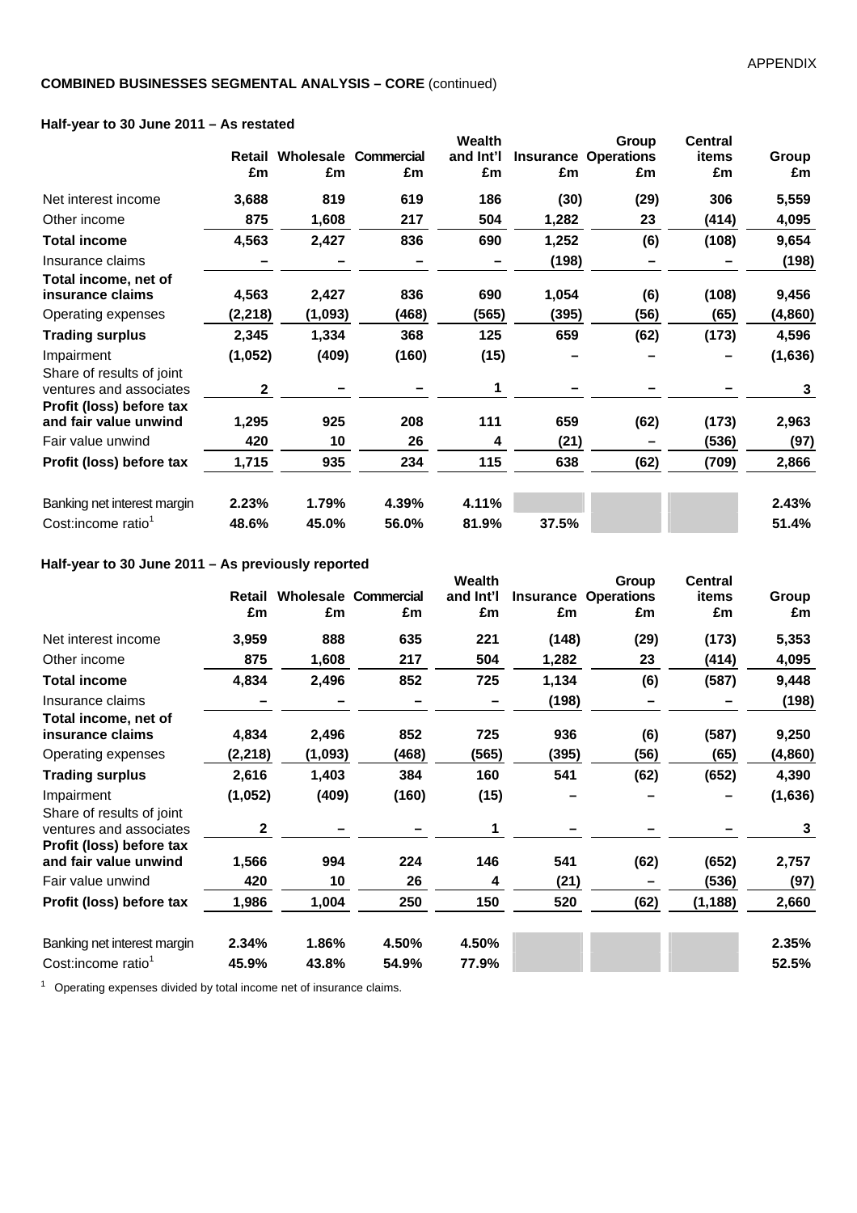APPENDIX

**COMBINED BUSINESSES SEGMENTAL ANALYSIS – CORE** (continued)

**Half-year to 30 June 2011 – As restated**

| | Retail £m | Wholesale £m | Commercial £m | Wealth and Int'l £m | Insurance £m | Group Operations £m | Central items £m | Group £m |
|---|---|---|---|---|---|---|---|---|
| Net interest income | 3,688 | 819 | 619 | 186 | (30) | (29) | 306 | 5,559 |
| Other income | 875 | 1,608 | 217 | 504 | 1,282 | 23 | (414) | 4,095 |
| **Total income** | 4,563 | 2,427 | 836 | 690 | 1,252 | (6) | (108) | 9,654 |
| Insurance claims | – | – | – | – | (198) | – | – | (198) |
| **Total income, net of insurance claims** | 4,563 | 2,427 | 836 | 690 | 1,054 | (6) | (108) | 9,456 |
| Operating expenses | (2,218) | (1,093) | (468) | (565) | (395) | (56) | (65) | (4,860) |
| **Trading surplus** | 2,345 | 1,334 | 368 | 125 | 659 | (62) | (173) | 4,596 |
| Impairment | (1,052) | (409) | (160) | (15) | – | – | – | (1,636) |
| Share of results of joint ventures and associates | 2 | – | – | 1 | – | – | – | 3 |
| **Profit (loss) before tax and fair value unwind** | 1,295 | 925 | 208 | 111 | 659 | (62) | (173) | 2,963 |
| Fair value unwind | 420 | 10 | 26 | 4 | (21) | – | (536) | (97) |
| **Profit (loss) before tax** | 1,715 | 935 | 234 | 115 | 638 | (62) | (709) | 2,866 |
| Banking net interest margin | 2.23% | 1.79% | 4.39% | 4.11% | | | | 2.43% |
| Cost:income ratio[1] | 48.6% | 45.0% | 56.0% | 81.9% | 37.5% | | | 51.4% |

**Half-year to 30 June 2011 – As previously reported**

| | Retail £m | Wholesale £m | Commercial £m | Wealth and Int'l £m | Insurance £m | Group Operations £m | Central items £m | Group £m |
|---|---|---|---|---|---|---|---|---|
| Net interest income | 3,959 | 888 | 635 | 221 | (148) | (29) | (173) | 5,353 |
| Other income | 875 | 1,608 | 217 | 504 | 1,282 | 23 | (414) | 4,095 |
| **Total income** | 4,834 | 2,496 | 852 | 725 | 1,134 | (6) | (587) | 9,448 |
| Insurance claims | – | – | – | – | (198) | – | – | (198) |
| **Total income, net of insurance claims** | 4,834 | 2,496 | 852 | 725 | 936 | (6) | (587) | 9,250 |
| Operating expenses | (2,218) | (1,093) | (468) | (565) | (395) | (56) | (65) | (4,860) |
| **Trading surplus** | 2,616 | 1,403 | 384 | 160 | 541 | (62) | (652) | 4,390 |
| Impairment | (1,052) | (409) | (160) | (15) | – | – | – | (1,636) |
| Share of results of joint ventures and associates | 2 | – | – | 1 | – | – | – | 3 |
| **Profit (loss) before tax and fair value unwind** | 1,566 | 994 | 224 | 146 | 541 | (62) | (652) | 2,757 |
| Fair value unwind | 420 | 10 | 26 | 4 | (21) | – | (536) | (97) |
| **Profit (loss) before tax** | 1,986 | 1,004 | 250 | 150 | 520 | (62) | (1,188) | 2,660 |
| Banking net interest margin | 2.34% | 1.86% | 4.50% | 4.50% | | | | 2.35% |
| Cost:income ratio[1] | 45.9% | 43.8% | 54.9% | 77.9% | | | | 52.5% |

[1] Operating expenses divided by total income net of insurance claims.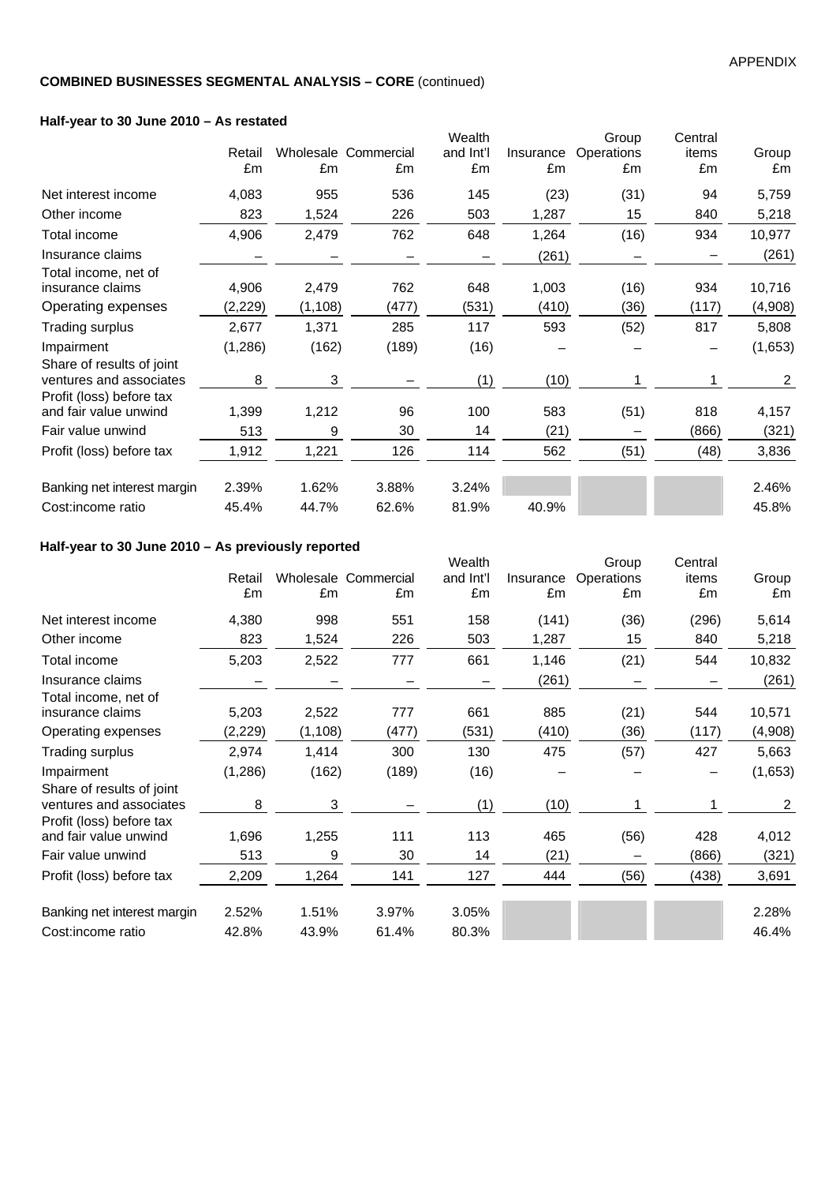**COMBINED BUSINESSES SEGMENTAL ANALYSIS – CORE** (continued)

**Half-year to 30 June 2010 – As restated**

| | Retail £m | Wholesale £m | Commercial £m | Wealth and Int'l £m | Insurance £m | Group Operations £m | Central items £m | Group £m |
|---|---|---|---|---|---|---|---|---|
| Net interest income | 4,083 | 955 | 536 | 145 | (23) | (31) | 94 | 5,759 |
| Other income | 823 | 1,524 | 226 | 503 | 1,287 | 15 | 840 | 5,218 |
| Total income | 4,906 | 2,479 | 762 | 648 | 1,264 | (16) | 934 | 10,977 |
| Insurance claims | – | – | – | – | (261) | – | – | (261) |
| Total income, net of insurance claims | 4,906 | 2,479 | 762 | 648 | 1,003 | (16) | 934 | 10,716 |
| Operating expenses | (2,229) | (1,108) | (477) | (531) | (410) | (36) | (117) | (4,908) |
| Trading surplus | 2,677 | 1,371 | 285 | 117 | 593 | (52) | 817 | 5,808 |
| Impairment | (1,286) | (162) | (189) | (16) | – | – | – | (1,653) |
| Share of results of joint ventures and associates | 8 | 3 | – | (1) | (10) | 1 | 1 | 2 |
| Profit (loss) before tax and fair value unwind | 1,399 | 1,212 | 96 | 100 | 583 | (51) | 818 | 4,157 |
| Fair value unwind | 513 | 9 | 30 | 14 | (21) | – | (866) | (321) |
| Profit (loss) before tax | 1,912 | 1,221 | 126 | 114 | 562 | (51) | (48) | 3,836 |
| | | | | | | | | |
| Banking net interest margin | 2.39% | 1.62% | 3.88% | 3.24% | | | | 2.46% |
| Cost:income ratio | 45.4% | 44.7% | 62.6% | 81.9% | 40.9% | | | 45.8% |

**Half-year to 30 June 2010 – As previously reported**

| | Retail £m | Wholesale £m | Commercial £m | Wealth and Int'l £m | Insurance £m | Group Operations £m | Central items £m | Group £m |
|---|---|---|---|---|---|---|---|---|
| Net interest income | 4,380 | 998 | 551 | 158 | (141) | (36) | (296) | 5,614 |
| Other income | 823 | 1,524 | 226 | 503 | 1,287 | 15 | 840 | 5,218 |
| Total income | 5,203 | 2,522 | 777 | 661 | 1,146 | (21) | 544 | 10,832 |
| Insurance claims | – | – | – | – | (261) | – | – | (261) |
| Total income, net of insurance claims | 5,203 | 2,522 | 777 | 661 | 885 | (21) | 544 | 10,571 |
| Operating expenses | (2,229) | (1,108) | (477) | (531) | (410) | (36) | (117) | (4,908) |
| Trading surplus | 2,974 | 1,414 | 300 | 130 | 475 | (57) | 427 | 5,663 |
| Impairment | (1,286) | (162) | (189) | (16) | – | – | – | (1,653) |
| Share of results of joint ventures and associates | 8 | 3 | – | (1) | (10) | 1 | 1 | 2 |
| Profit (loss) before tax and fair value unwind | 1,696 | 1,255 | 111 | 113 | 465 | (56) | 428 | 4,012 |
| Fair value unwind | 513 | 9 | 30 | 14 | (21) | – | (866) | (321) |
| Profit (loss) before tax | 2,209 | 1,264 | 141 | 127 | 444 | (56) | (438) | 3,691 |
| | | | | | | | | |
| Banking net interest margin | 2.52% | 1.51% | 3.97% | 3.05% | | | | 2.28% |
| Cost:income ratio | 42.8% | 43.9% | 61.4% | 80.3% | | | | 46.4% |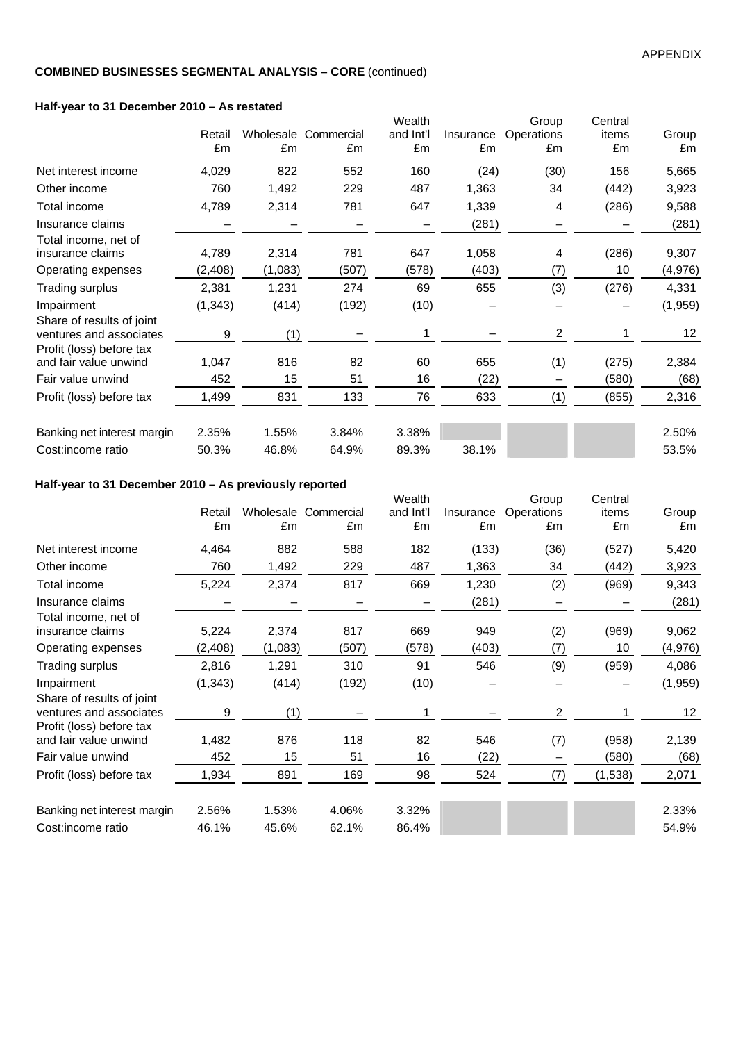**COMBINED BUSINESSES SEGMENTAL ANALYSIS – CORE** (continued)

**Half-year to 31 December 2010 – As restated**

| | Retail £m | Wholesale £m | Commercial £m | Wealth and Int'l £m | Insurance £m | Group Operations £m | Central items £m | Group £m |
|---|---|---|---|---|---|---|---|---|
| Net interest income | 4,029 | 822 | 552 | 160 | (24) | (30) | 156 | 5,665 |
| Other income | 760 | 1,492 | 229 | 487 | 1,363 | 34 | (442) | 3,923 |
| Total income | 4,789 | 2,314 | 781 | 647 | 1,339 | 4 | (286) | 9,588 |
| Insurance claims | – | – | – | – | (281) | – | – | (281) |
| Total income, net of insurance claims | 4,789 | 2,314 | 781 | 647 | 1,058 | 4 | (286) | 9,307 |
| Operating expenses | (2,408) | (1,083) | (507) | (578) | (403) | (7) | 10 | (4,976) |
| Trading surplus | 2,381 | 1,231 | 274 | 69 | 655 | (3) | (276) | 4,331 |
| Impairment | (1,343) | (414) | (192) | (10) | – | – | – | (1,959) |
| Share of results of joint ventures and associates | 9 | (1) | – | 1 | – | 2 | 1 | 12 |
| Profit (loss) before tax and fair value unwind | 1,047 | 816 | 82 | 60 | 655 | (1) | (275) | 2,384 |
| Fair value unwind | 452 | 15 | 51 | 16 | (22) | – | (580) | (68) |
| Profit (loss) before tax | 1,499 | 831 | 133 | 76 | 633 | (1) | (855) | 2,316 |
| | | | | | | | | |
| Banking net interest margin | 2.35% | 1.55% | 3.84% | 3.38% | | | | 2.50% |
| Cost:income ratio | 50.3% | 46.8% | 64.9% | 89.3% | 38.1% | | | 53.5% |

**Half-year to 31 December 2010 – As previously reported**

| | Retail £m | Wholesale £m | Commercial £m | Wealth and Int'l £m | Insurance £m | Group Operations £m | Central items £m | Group £m |
|---|---|---|---|---|---|---|---|---|
| Net interest income | 4,464 | 882 | 588 | 182 | (133) | (36) | (527) | 5,420 |
| Other income | 760 | 1,492 | 229 | 487 | 1,363 | 34 | (442) | 3,923 |
| Total income | 5,224 | 2,374 | 817 | 669 | 1,230 | (2) | (969) | 9,343 |
| Insurance claims | – | – | – | – | (281) | – | – | (281) |
| Total income, net of insurance claims | 5,224 | 2,374 | 817 | 669 | 949 | (2) | (969) | 9,062 |
| Operating expenses | (2,408) | (1,083) | (507) | (578) | (403) | (7) | 10 | (4,976) |
| Trading surplus | 2,816 | 1,291 | 310 | 91 | 546 | (9) | (959) | 4,086 |
| Impairment | (1,343) | (414) | (192) | (10) | – | – | – | (1,959) |
| Share of results of joint ventures and associates | 9 | (1) | – | 1 | – | 2 | 1 | 12 |
| Profit (loss) before tax and fair value unwind | 1,482 | 876 | 118 | 82 | 546 | (7) | (958) | 2,139 |
| Fair value unwind | 452 | 15 | 51 | 16 | (22) | – | (580) | (68) |
| Profit (loss) before tax | 1,934 | 891 | 169 | 98 | 524 | (7) | (1,538) | 2,071 |
| | | | | | | | | |
| Banking net interest margin | 2.56% | 1.53% | 4.06% | 3.32% | | | | 2.33% |
| Cost:income ratio | 46.1% | 45.6% | 62.1% | 86.4% | | | | 54.9% |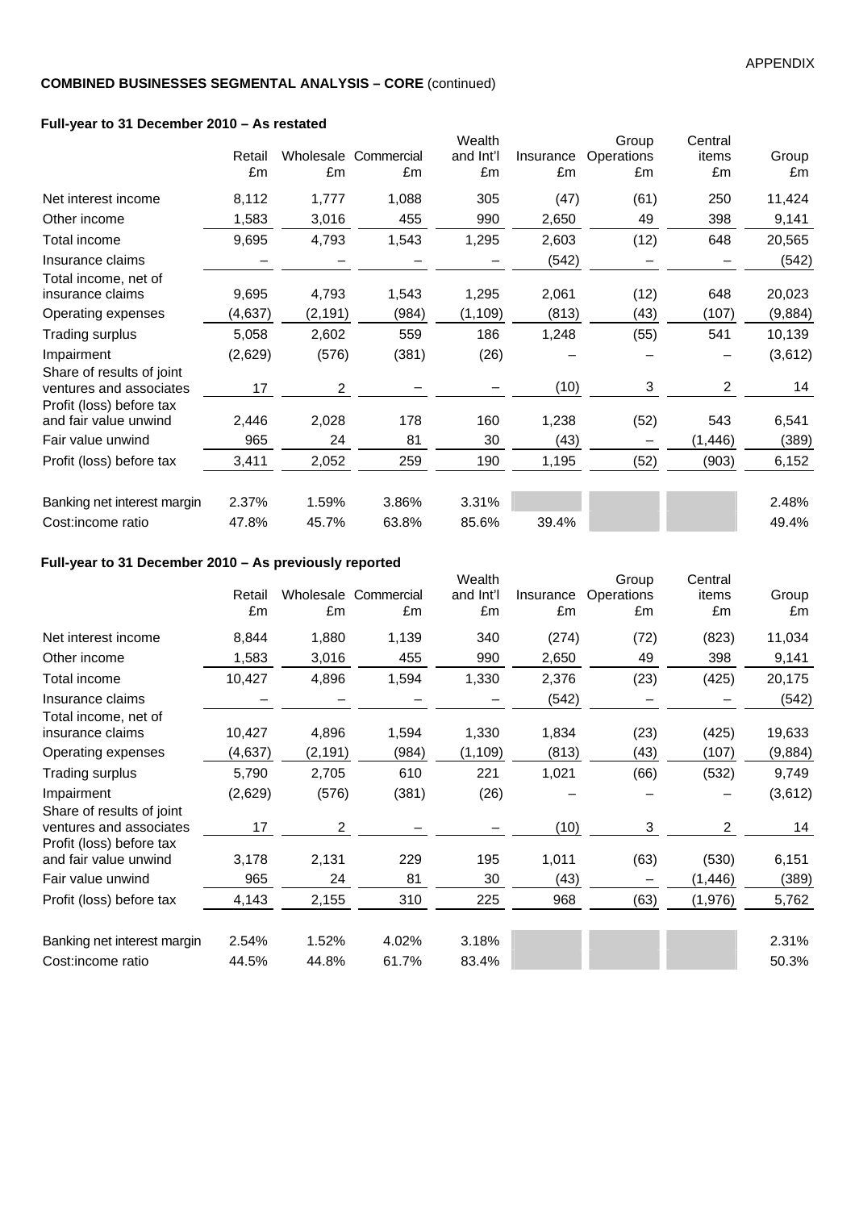**COMBINED BUSINESSES SEGMENTAL ANALYSIS – CORE** (continued)

**Full-year to 31 December 2010 – As restated**

| | Retail £m | Wholesale £m | Commercial £m | Wealth and Int'l £m | Insurance £m | Group Operations £m | Central items £m | Group £m |
|---|---|---|---|---|---|---|---|---|
| Net interest income | 8,112 | 1,777 | 1,088 | 305 | (47) | (61) | 250 | 11,424 |
| Other income | 1,583 | 3,016 | 455 | 990 | 2,650 | 49 | 398 | 9,141 |
| Total income | 9,695 | 4,793 | 1,543 | 1,295 | 2,603 | (12) | 648 | 20,565 |
| Insurance claims | – | – | – | – | (542) | – | – | (542) |
| Total income, net of insurance claims | 9,695 | 4,793 | 1,543 | 1,295 | 2,061 | (12) | 648 | 20,023 |
| Operating expenses | (4,637) | (2,191) | (984) | (1,109) | (813) | (43) | (107) | (9,884) |
| Trading surplus | 5,058 | 2,602 | 559 | 186 | 1,248 | (55) | 541 | 10,139 |
| Impairment | (2,629) | (576) | (381) | (26) | – | – | – | (3,612) |
| Share of results of joint ventures and associates | 17 | 2 | – | – | (10) | 3 | 2 | 14 |
| Profit (loss) before tax and fair value unwind | 2,446 | 2,028 | 178 | 160 | 1,238 | (52) | 543 | 6,541 |
| Fair value unwind | 965 | 24 | 81 | 30 | (43) | – | (1,446) | (389) |
| Profit (loss) before tax | 3,411 | 2,052 | 259 | 190 | 1,195 | (52) | (903) | 6,152 |
| | | | | | | | | |
| Banking net interest margin | 2.37% | 1.59% | 3.86% | 3.31% | | | | 2.48% |
| Cost:income ratio | 47.8% | 45.7% | 63.8% | 85.6% | 39.4% | | | 49.4% |

**Full-year to 31 December 2010 – As previously reported**

| | Retail £m | Wholesale £m | Commercial £m | Wealth and Int'l £m | Insurance £m | Group Operations £m | Central items £m | Group £m |
|---|---|---|---|---|---|---|---|---|
| Net interest income | 8,844 | 1,880 | 1,139 | 340 | (274) | (72) | (823) | 11,034 |
| Other income | 1,583 | 3,016 | 455 | 990 | 2,650 | 49 | 398 | 9,141 |
| Total income | 10,427 | 4,896 | 1,594 | 1,330 | 2,376 | (23) | (425) | 20,175 |
| Insurance claims | – | – | – | – | (542) | – | – | (542) |
| Total income, net of insurance claims | 10,427 | 4,896 | 1,594 | 1,330 | 1,834 | (23) | (425) | 19,633 |
| Operating expenses | (4,637) | (2,191) | (984) | (1,109) | (813) | (43) | (107) | (9,884) |
| Trading surplus | 5,790 | 2,705 | 610 | 221 | 1,021 | (66) | (532) | 9,749 |
| Impairment | (2,629) | (576) | (381) | (26) | – | – | – | (3,612) |
| Share of results of joint ventures and associates | 17 | 2 | – | – | (10) | 3 | 2 | 14 |
| Profit (loss) before tax and fair value unwind | 3,178 | 2,131 | 229 | 195 | 1,011 | (63) | (530) | 6,151 |
| Fair value unwind | 965 | 24 | 81 | 30 | (43) | – | (1,446) | (389) |
| Profit (loss) before tax | 4,143 | 2,155 | 310 | 225 | 968 | (63) | (1,976) | 5,762 |
| | | | | | | | | |
| Banking net interest margin | 2.54% | 1.52% | 4.02% | 3.18% | | | | 2.31% |
| Cost:income ratio | 44.5% | 44.8% | 61.7% | 83.4% | | | | 50.3% |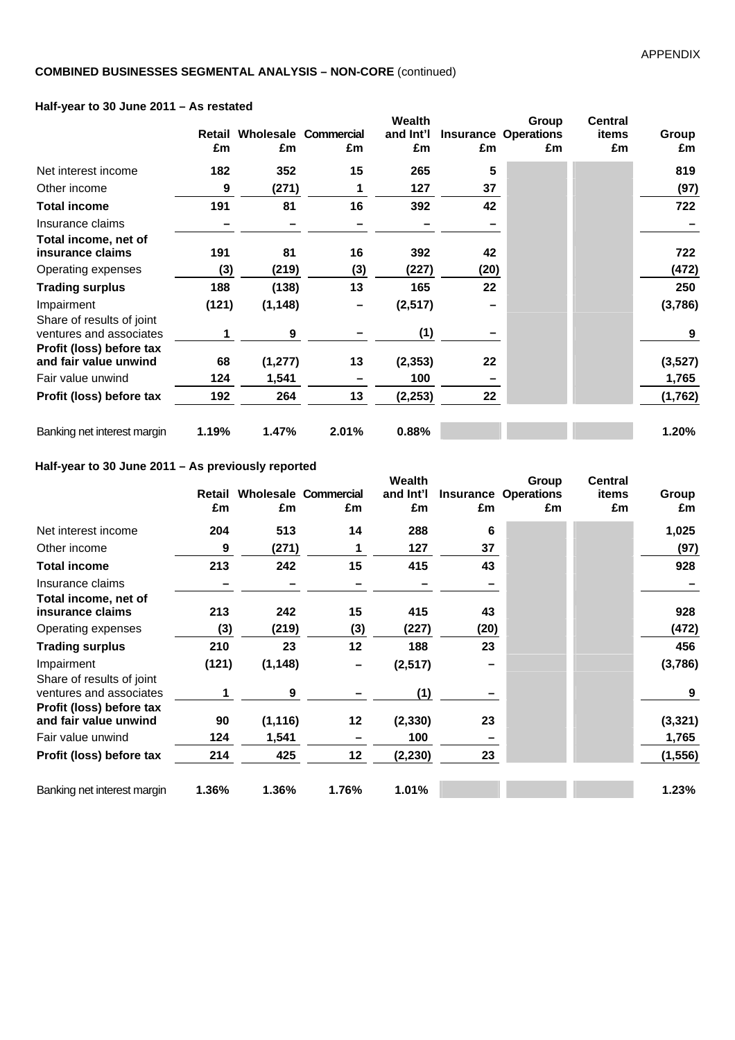## COMBINED BUSINESSES SEGMENTAL ANALYSIS – NON-CORE (continued)

### Half-year to 30 June 2011 – As restated

| | Retail £m | Wholesale £m | Commercial £m | Wealth and Int'l £m | Insurance £m | Group Operations £m | Central items £m | Group £m |
|---|---|---|---|---|---|---|---|---|
| Net interest income | 182 | 352 | 15 | 265 | 5 | | | 819 |
| Other income | 9 | (271) | 1 | 127 | 37 | | | (97) |
| **Total income** | 191 | 81 | 16 | 392 | 42 | | | 722 |
| Insurance claims | – | – | – | – | – | | | – |
| **Total income, net of insurance claims** | 191 | 81 | 16 | 392 | 42 | | | 722 |
| Operating expenses | (3) | (219) | (3) | (227) | (20) | | | (472) |
| **Trading surplus** | 188 | (138) | 13 | 165 | 22 | | | 250 |
| Impairment | (121) | (1,148) | – | (2,517) | – | | | (3,786) |
| Share of results of joint ventures and associates | 1 | 9 | – | (1) | – | | | 9 |
| **Profit (loss) before tax and fair value unwind** | 68 | (1,277) | 13 | (2,353) | 22 | | | (3,527) |
| Fair value unwind | 124 | 1,541 | – | 100 | – | | | 1,765 |
| **Profit (loss) before tax** | 192 | 264 | 13 | (2,253) | 22 | | | (1,762) |
| Banking net interest margin | 1.19% | 1.47% | 2.01% | 0.88% | | | | 1.20% |

### Half-year to 30 June 2011 – As previously reported

| | Retail £m | Wholesale £m | Commercial £m | Wealth and Int'l £m | Insurance £m | Group Operations £m | Central items £m | Group £m |
|---|---|---|---|---|---|---|---|---|
| Net interest income | 204 | 513 | 14 | 288 | 6 | | | 1,025 |
| Other income | 9 | (271) | 1 | 127 | 37 | | | (97) |
| **Total income** | 213 | 242 | 15 | 415 | 43 | | | 928 |
| Insurance claims | – | – | – | – | – | | | – |
| **Total income, net of insurance claims** | 213 | 242 | 15 | 415 | 43 | | | 928 |
| Operating expenses | (3) | (219) | (3) | (227) | (20) | | | (472) |
| **Trading surplus** | 210 | 23 | 12 | 188 | 23 | | | 456 |
| Impairment | (121) | (1,148) | – | (2,517) | – | | | (3,786) |
| Share of results of joint ventures and associates | 1 | 9 | – | (1) | – | | | 9 |
| **Profit (loss) before tax and fair value unwind** | 90 | (1,116) | 12 | (2,330) | 23 | | | (3,321) |
| Fair value unwind | 124 | 1,541 | – | 100 | – | | | 1,765 |
| **Profit (loss) before tax** | 214 | 425 | 12 | (2,230) | 23 | | | (1,556) |
| Banking net interest margin | 1.36% | 1.36% | 1.76% | 1.01% | | | | 1.23% |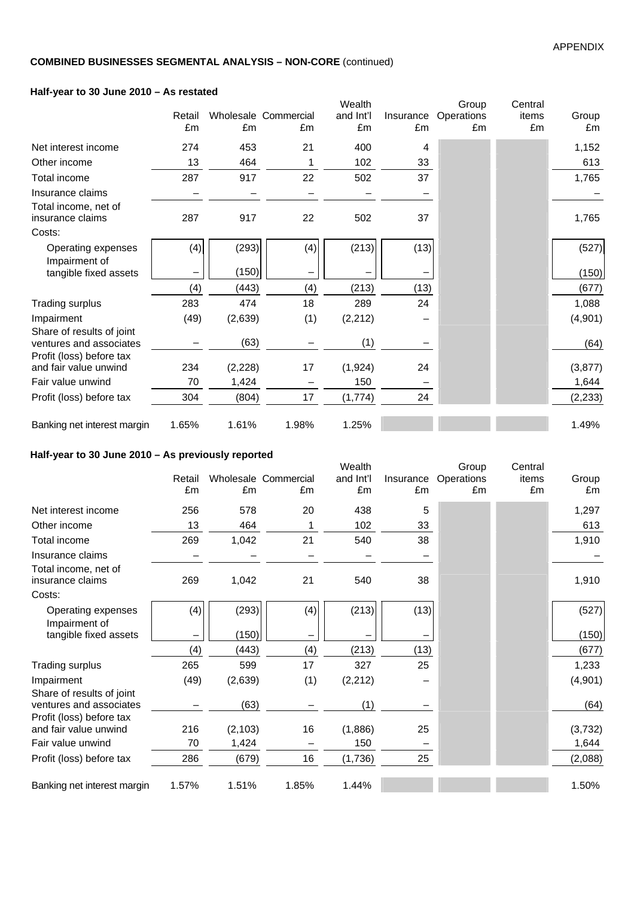APPENDIX

**COMBINED BUSINESSES SEGMENTAL ANALYSIS – NON-CORE** (continued)

**Half-year to 30 June 2010 – As restated**

| | Retail £m | Wholesale £m | Commercial £m | Wealth and Int'l £m | Insurance £m | Group Operations £m | Central items £m | Group £m |
|---|---|---|---|---|---|---|---|---|
| Net interest income | 274 | 453 | 21 | 400 | 4 | | | 1,152 |
| Other income | 13 | 464 | 1 | 102 | 33 | | | 613 |
| Total income | 287 | 917 | 22 | 502 | 37 | | | 1,765 |
| Insurance claims | – | – | – | – | – | | | – |
| Total income, net of insurance claims | 287 | 917 | 22 | 502 | 37 | | | 1,765 |
| Costs: | | | | | | | | |
| Operating expenses | (4) | (293) | (4) | (213) | (13) | | | (527) |
| Impairment of tangible fixed assets | – | (150) | – | – | – | | | (150) |
| | (4) | (443) | (4) | (213) | (13) | | | (677) |
| Trading surplus | 283 | 474 | 18 | 289 | 24 | | | 1,088 |
| Impairment | (49) | (2,639) | (1) | (2,212) | – | | | (4,901) |
| Share of results of joint ventures and associates | – | (63) | – | (1) | – | | | (64) |
| Profit (loss) before tax and fair value unwind | 234 | (2,228) | 17 | (1,924) | 24 | | | (3,877) |
| Fair value unwind | 70 | 1,424 | – | 150 | – | | | 1,644 |
| Profit (loss) before tax | 304 | (804) | 17 | (1,774) | 24 | | | (2,233) |
| Banking net interest margin | 1.65% | 1.61% | 1.98% | 1.25% | | | | 1.49% |

**Half-year to 30 June 2010 – As previously reported**

| | Retail £m | Wholesale £m | Commercial £m | Wealth and Int'l £m | Insurance £m | Group Operations £m | Central items £m | Group £m |
|---|---|---|---|---|---|---|---|---|
| Net interest income | 256 | 578 | 20 | 438 | 5 | | | 1,297 |
| Other income | 13 | 464 | 1 | 102 | 33 | | | 613 |
| Total income | 269 | 1,042 | 21 | 540 | 38 | | | 1,910 |
| Insurance claims | – | – | – | – | – | | | – |
| Total income, net of insurance claims | 269 | 1,042 | 21 | 540 | 38 | | | 1,910 |
| Costs: | | | | | | | | |
| Operating expenses | (4) | (293) | (4) | (213) | (13) | | | (527) |
| Impairment of tangible fixed assets | – | (150) | – | – | – | | | (150) |
| | (4) | (443) | (4) | (213) | (13) | | | (677) |
| Trading surplus | 265 | 599 | 17 | 327 | 25 | | | 1,233 |
| Impairment | (49) | (2,639) | (1) | (2,212) | – | | | (4,901) |
| Share of results of joint ventures and associates | – | (63) | – | (1) | – | | | (64) |
| Profit (loss) before tax and fair value unwind | 216 | (2,103) | 16 | (1,886) | 25 | | | (3,732) |
| Fair value unwind | 70 | 1,424 | – | 150 | – | | | 1,644 |
| Profit (loss) before tax | 286 | (679) | 16 | (1,736) | 25 | | | (2,088) |
| Banking net interest margin | 1.57% | 1.51% | 1.85% | 1.44% | | | | 1.50% |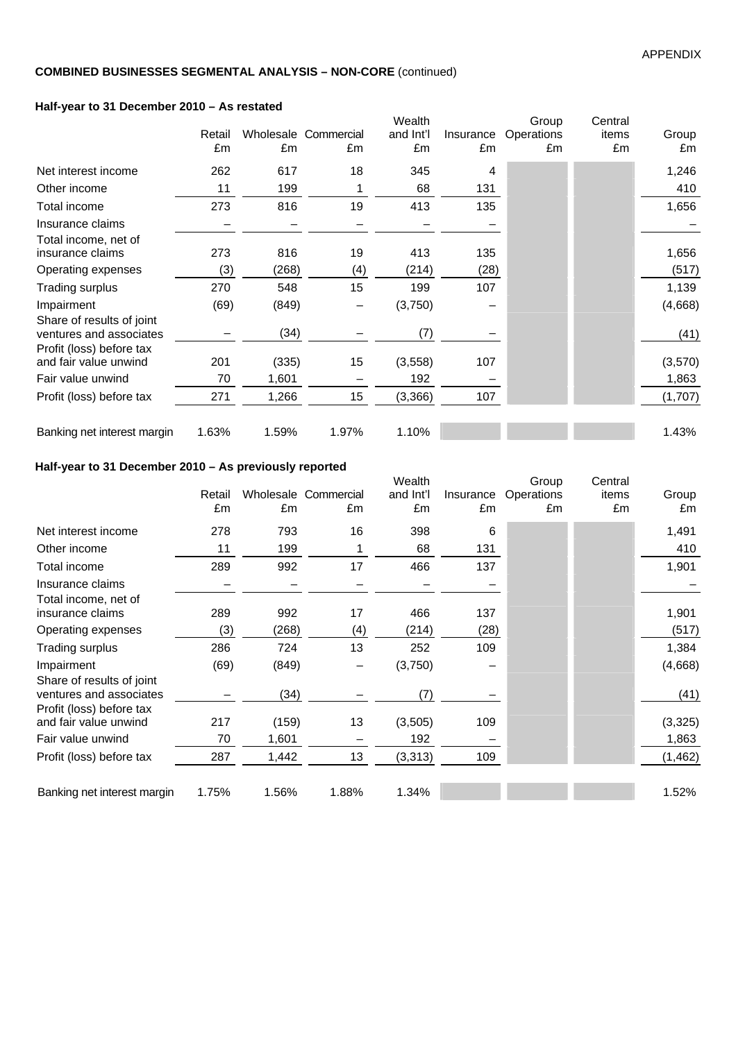**COMBINED BUSINESSES SEGMENTAL ANALYSIS – NON-CORE** (continued)

**Half-year to 31 December 2010 – As restated**

| | Retail £m | Wholesale £m | Commercial £m | Wealth and Int'l £m | Insurance £m | Group Operations £m | Central items £m | Group £m |
|---|---|---|---|---|---|---|---|---|
| Net interest income | 262 | 617 | 18 | 345 | 4 | | | 1,246 |
| Other income | 11 | 199 | 1 | 68 | 131 | | | 410 |
| Total income | 273 | 816 | 19 | 413 | 135 | | | 1,656 |
| Insurance claims | – | – | – | – | – | | | – |
| Total income, net of insurance claims | 273 | 816 | 19 | 413 | 135 | | | 1,656 |
| Operating expenses | (3) | (268) | (4) | (214) | (28) | | | (517) |
| Trading surplus | 270 | 548 | 15 | 199 | 107 | | | 1,139 |
| Impairment | (69) | (849) | – | (3,750) | – | | | (4,668) |
| Share of results of joint ventures and associates | – | (34) | – | (7) | – | | | (41) |
| Profit (loss) before tax and fair value unwind | 201 | (335) | 15 | (3,558) | 107 | | | (3,570) |
| Fair value unwind | 70 | 1,601 | – | 192 | – | | | 1,863 |
| Profit (loss) before tax | 271 | 1,266 | 15 | (3,366) | 107 | | | (1,707) |
| Banking net interest margin | 1.63% | 1.59% | 1.97% | 1.10% | | | | 1.43% |

**Half-year to 31 December 2010 – As previously reported**

| | Retail £m | Wholesale £m | Commercial £m | Wealth and Int'l £m | Insurance £m | Group Operations £m | Central items £m | Group £m |
|---|---|---|---|---|---|---|---|---|
| Net interest income | 278 | 793 | 16 | 398 | 6 | | | 1,491 |
| Other income | 11 | 199 | 1 | 68 | 131 | | | 410 |
| Total income | 289 | 992 | 17 | 466 | 137 | | | 1,901 |
| Insurance claims | – | – | – | – | – | | | – |
| Total income, net of insurance claims | 289 | 992 | 17 | 466 | 137 | | | 1,901 |
| Operating expenses | (3) | (268) | (4) | (214) | (28) | | | (517) |
| Trading surplus | 286 | 724 | 13 | 252 | 109 | | | 1,384 |
| Impairment | (69) | (849) | – | (3,750) | – | | | (4,668) |
| Share of results of joint ventures and associates | – | (34) | – | (7) | – | | | (41) |
| Profit (loss) before tax and fair value unwind | 217 | (159) | 13 | (3,505) | 109 | | | (3,325) |
| Fair value unwind | 70 | 1,601 | – | 192 | – | | | 1,863 |
| Profit (loss) before tax | 287 | 1,442 | 13 | (3,313) | 109 | | | (1,462) |
| Banking net interest margin | 1.75% | 1.56% | 1.88% | 1.34% | | | | 1.52% |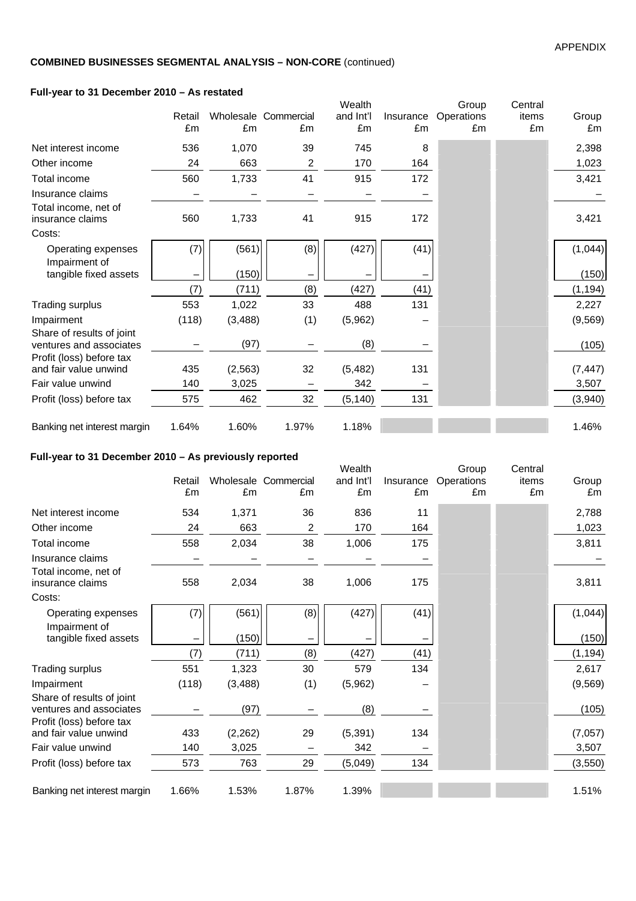APPENDIX

**COMBINED BUSINESSES SEGMENTAL ANALYSIS – NON-CORE** (continued)

**Full-year to 31 December 2010 – As restated**

| | Retail £m | Wholesale £m | Commercial £m | Wealth and Int'l £m | Insurance £m | Group Operations £m | Central items £m | Group £m |
|---|---|---|---|---|---|---|---|---|
| Net interest income | 536 | 1,070 | 39 | 745 | 8 | | | 2,398 |
| Other income | 24 | 663 | 2 | 170 | 164 | | | 1,023 |
| Total income | 560 | 1,733 | 41 | 915 | 172 | | | 3,421 |
| Insurance claims | – | – | – | – | – | | | – |
| Total income, net of insurance claims | 560 | 1,733 | 41 | 915 | 172 | | | 3,421 |
| Costs: | | | | | | | | |
| Operating expenses | (7) | (561) | (8) | (427) | (41) | | | (1,044) |
| Impairment of tangible fixed assets | – | (150) | – | – | – | | | (150) |
| | (7) | (711) | (8) | (427) | (41) | | | (1,194) |
| Trading surplus | 553 | 1,022 | 33 | 488 | 131 | | | 2,227 |
| Impairment | (118) | (3,488) | (1) | (5,962) | – | | | (9,569) |
| Share of results of joint ventures and associates | – | (97) | – | (8) | – | | | (105) |
| Profit (loss) before tax and fair value unwind | 435 | (2,563) | 32 | (5,482) | 131 | | | (7,447) |
| Fair value unwind | 140 | 3,025 | – | 342 | – | | | 3,507 |
| Profit (loss) before tax | 575 | 462 | 32 | (5,140) | 131 | | | (3,940) |
| Banking net interest margin | 1.64% | 1.60% | 1.97% | 1.18% | | | | 1.46% |

**Full-year to 31 December 2010 – As previously reported**

| | Retail £m | Wholesale £m | Commercial £m | Wealth and Int'l £m | Insurance £m | Group Operations £m | Central items £m | Group £m |
|---|---|---|---|---|---|---|---|---|
| Net interest income | 534 | 1,371 | 36 | 836 | 11 | | | 2,788 |
| Other income | 24 | 663 | 2 | 170 | 164 | | | 1,023 |
| Total income | 558 | 2,034 | 38 | 1,006 | 175 | | | 3,811 |
| Insurance claims | – | – | – | – | – | | | – |
| Total income, net of insurance claims | 558 | 2,034 | 38 | 1,006 | 175 | | | 3,811 |
| Costs: | | | | | | | | |
| Operating expenses | (7) | (561) | (8) | (427) | (41) | | | (1,044) |
| Impairment of tangible fixed assets | – | (150) | – | – | – | | | (150) |
| | (7) | (711) | (8) | (427) | (41) | | | (1,194) |
| Trading surplus | 551 | 1,323 | 30 | 579 | 134 | | | 2,617 |
| Impairment | (118) | (3,488) | (1) | (5,962) | – | | | (9,569) |
| Share of results of joint ventures and associates | – | (97) | – | (8) | – | | | (105) |
| Profit (loss) before tax and fair value unwind | 433 | (2,262) | 29 | (5,391) | 134 | | | (7,057) |
| Fair value unwind | 140 | 3,025 | – | 342 | – | | | 3,507 |
| Profit (loss) before tax | 573 | 763 | 29 | (5,049) | 134 | | | (3,550) |
| Banking net interest margin | 1.66% | 1.53% | 1.87% | 1.39% | | | | 1.51% |